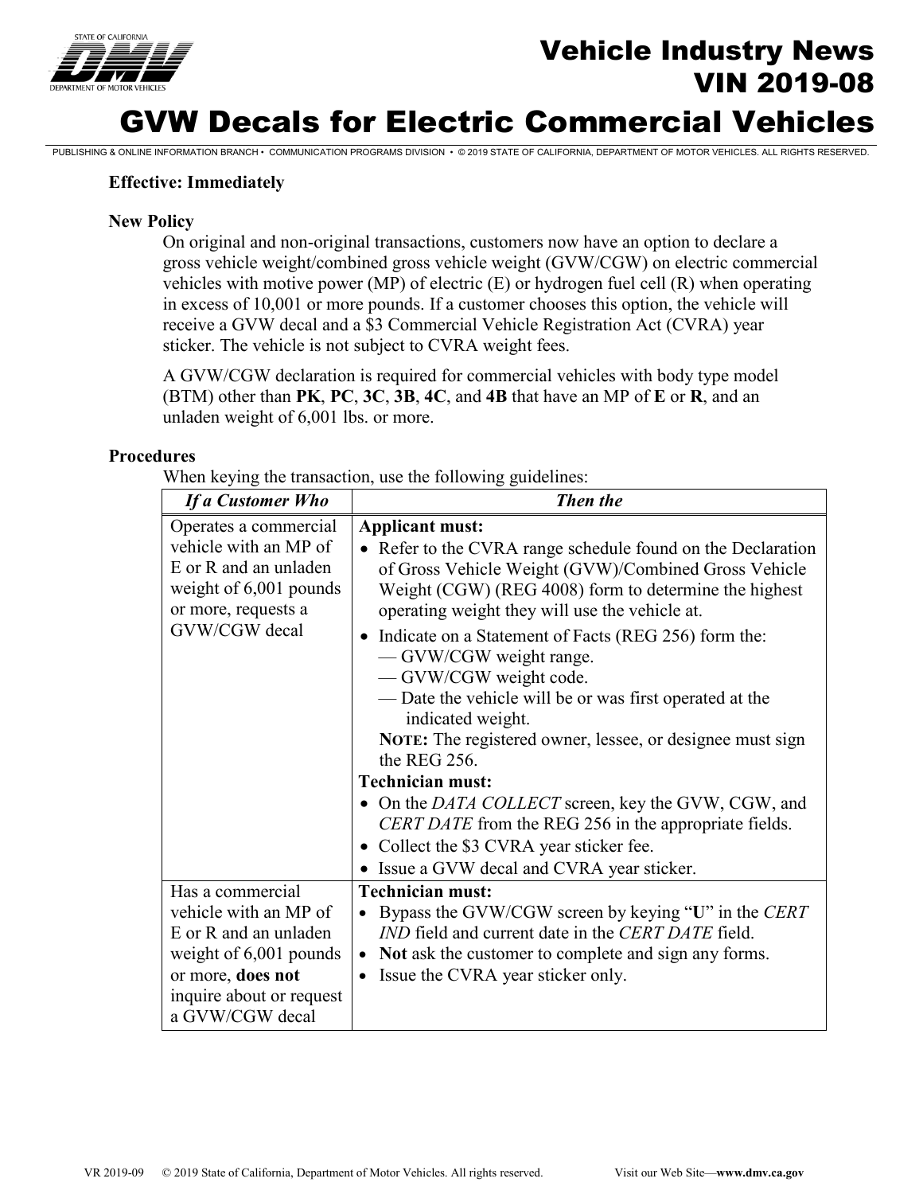# Vehicle Industry News
# VIN 2019-08
# GVW Decals for Electric Commercial Vehicles

PUBLISHING & ONLINE INFORMATION BRANCH • COMMUNICATION PROGRAMS DIVISION • © 2019 STATE OF CALIFORNIA, DEPARTMENT OF MOTOR VEHICLES. ALL RIGHTS RESERVED.

**Effective: Immediately**

**New Policy**

On original and non-original transactions, customers now have an option to declare a gross vehicle weight/combined gross vehicle weight (GVW/CGW) on electric commercial vehicles with motive power (MP) of electric (E) or hydrogen fuel cell (R) when operating in excess of 10,001 or more pounds. If a customer chooses this option, the vehicle will receive a GVW decal and a $3 Commercial Vehicle Registration Act (CVRA) year sticker. The vehicle is not subject to CVRA weight fees.

A GVW/CGW declaration is required for commercial vehicles with body type model (BTM) other than **PK**, **PC**, **3C**, **3B**, **4C**, and **4B** that have an MP of **E** or **R**, and an unladen weight of 6,001 lbs. or more.

**Procedures**

When keying the transaction, use the following guidelines:

| *If a Customer Who* | *Then the* |
|---|---|
| Operates a commercial vehicle with an MP of E or R and an unladen weight of 6,001 pounds or more, requests a GVW/CGW decal | **Applicant must:**<br>• Refer to the CVRA range schedule found on the Declaration of Gross Vehicle Weight (GVW)/Combined Gross Vehicle Weight (CGW) (REG 4008) form to determine the highest operating weight they will use the vehicle at.<br>• Indicate on a Statement of Facts (REG 256) form the:<br>— GVW/CGW weight range.<br>— GVW/CGW weight code.<br>— Date the vehicle will be or was first operated at the indicated weight.<br>**NOTE:** The registered owner, lessee, or designee must sign the REG 256.<br>**Technician must:**<br>• On the *DATA COLLECT* screen, key the GVW, CGW, and *CERT DATE* from the REG 256 in the appropriate fields.<br>• Collect the $3 CVRA year sticker fee.<br>• Issue a GVW decal and CVRA year sticker. |
| Has a commercial vehicle with an MP of E or R and an unladen weight of 6,001 pounds or more, **does not** inquire about or request a GVW/CGW decal | **Technician must:**<br>• Bypass the GVW/CGW screen by keying "**U**" in the *CERT IND* field and current date in the *CERT DATE* field.<br>• **Not** ask the customer to complete and sign any forms.<br>• Issue the CVRA year sticker only. |

VR 2019-09 © 2019 State of California, Department of Motor Vehicles. All rights reserved. Visit our Web Site—**www.dmv.ca.gov**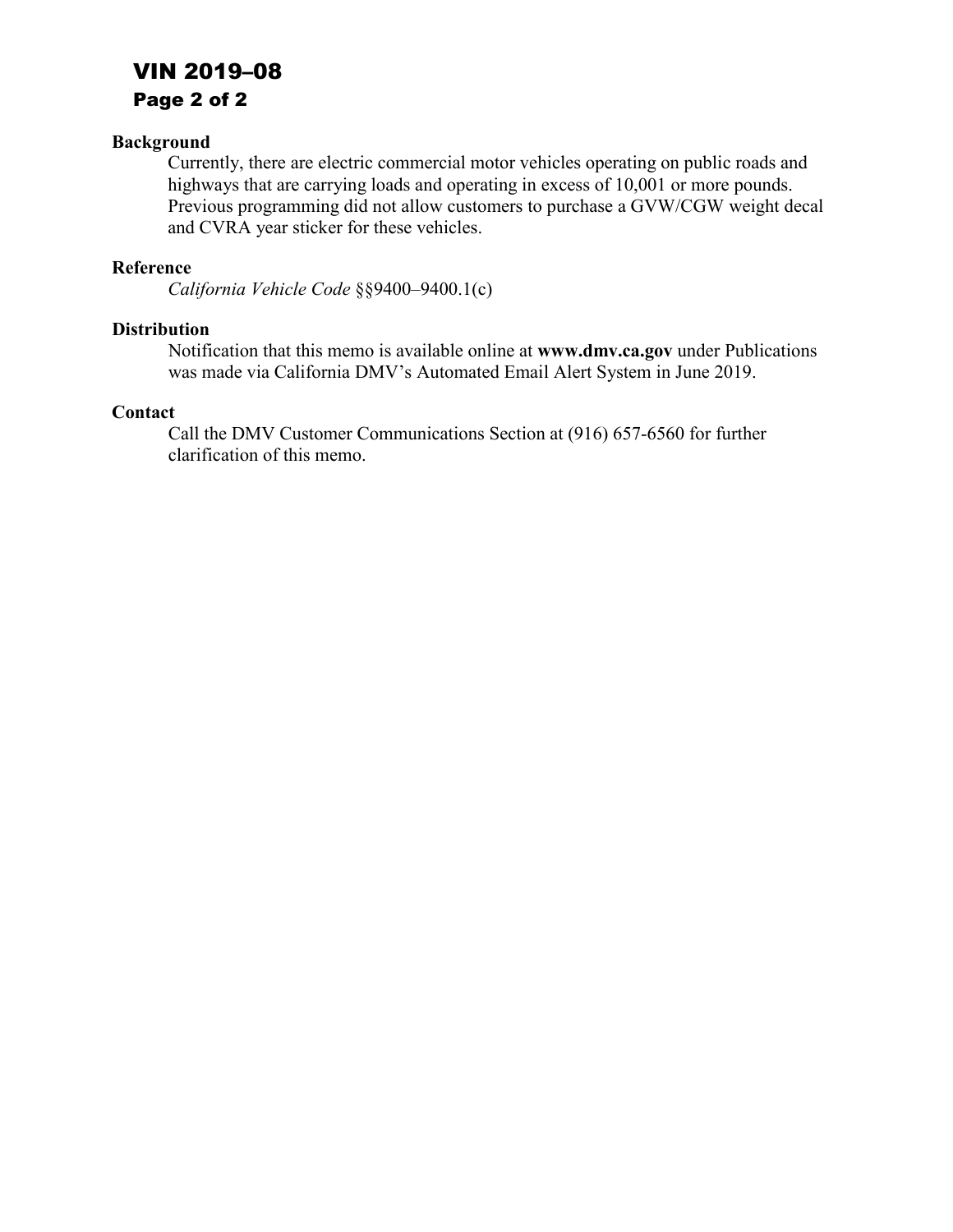**Background**

Currently, there are electric commercial motor vehicles operating on public roads and highways that are carrying loads and operating in excess of 10,001 or more pounds. Previous programming did not allow customers to purchase a GVW/CGW weight decal and CVRA year sticker for these vehicles.

**Reference**

*California Vehicle Code* §§9400–9400.1(c)

**Distribution**

Notification that this memo is available online at **www.dmv.ca.gov** under Publications was made via California DMV's Automated Email Alert System in June 2019.

**Contact**

Call the DMV Customer Communications Section at (916) 657-6560 for further clarification of this memo.